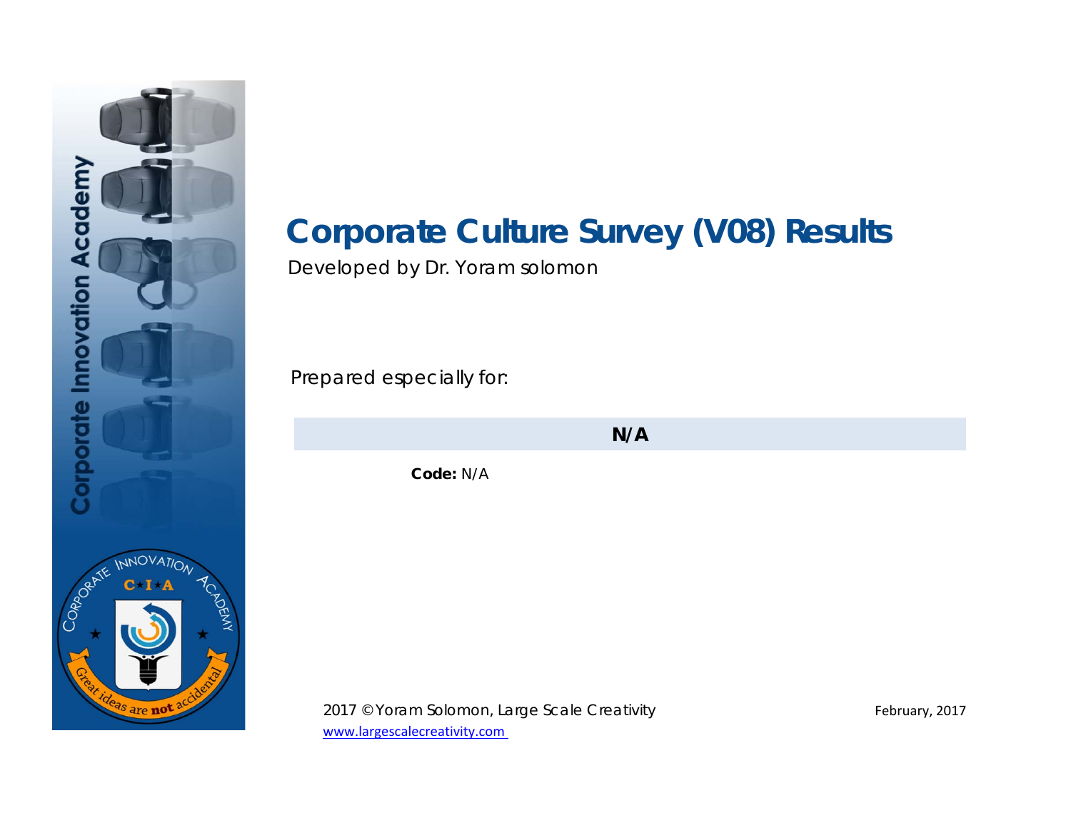# Corporate Culture Survey (V08) Results

Developed by Dr. Yoram solomon

Prepared especially for:

**N/A**

**Code:** N/A

2017 © Yoram Solomon, Large Scale Creativity

www.largescalecreativity.com

February, 2017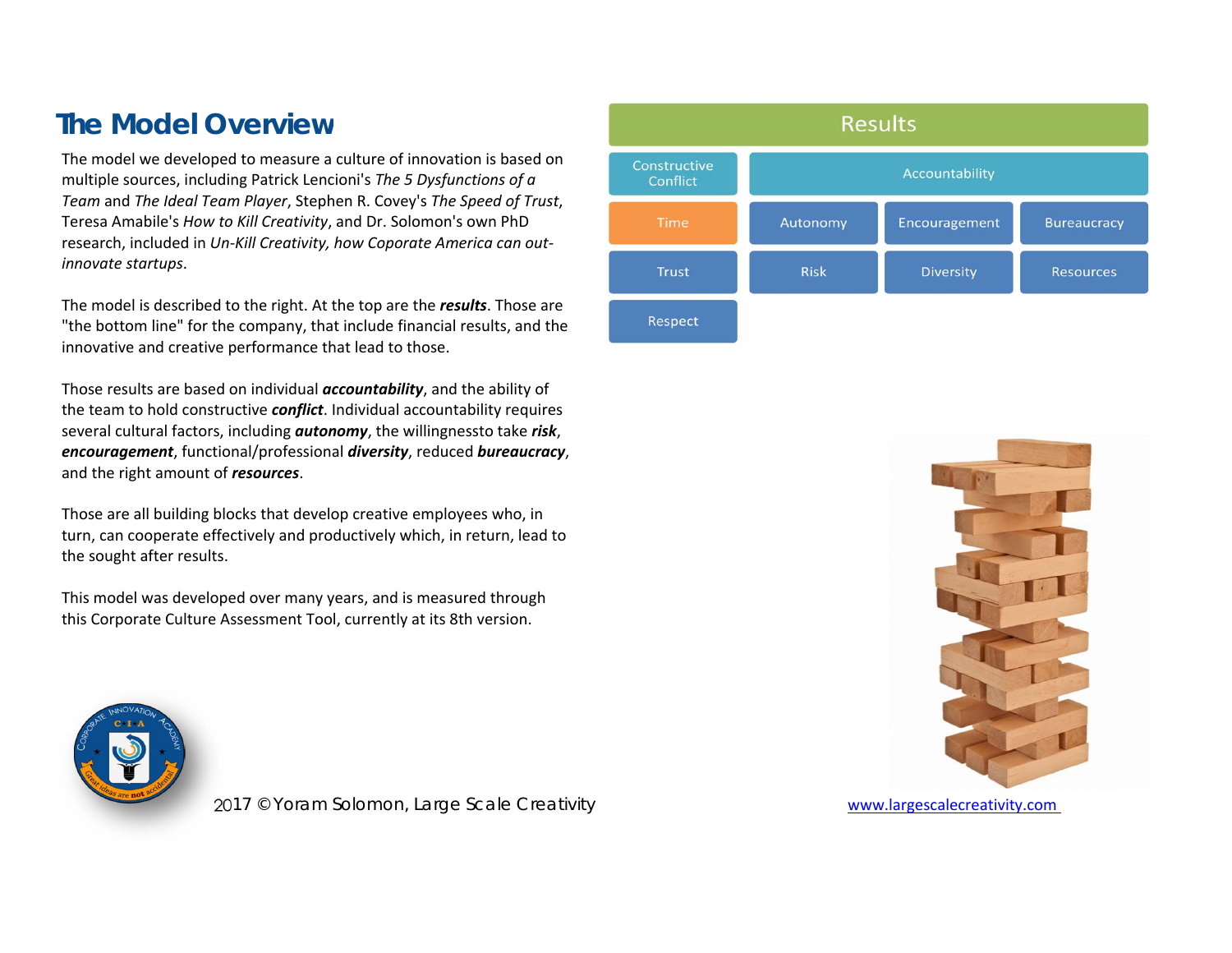# The Model Overview

The model we developed to measure a culture of innovation is based on multiple sources, including Patrick Lencioni's *The 5 Dysfunctions of a Team* and *The Ideal Team Player*, Stephen R. Covey's *The Speed of Trust*, Teresa Amabile's *How to Kill Creativity*, and Dr. Solomon's own PhD research, included in *Un-Kill Creativity, how Coporate America can out-innovate startups*.

The model is described to the right. At the top are the ***results***. Those are "the bottom line" for the company, that include financial results, and the innovative and creative performance that lead to those.

Those results are based on individual ***accountability***, and the ability of the team to hold constructive ***conflict***. Individual accountability requires several cultural factors, including ***autonomy***, the willingnessto take ***risk***, ***encouragement***, functional/professional ***diversity***, reduced ***bureaucracy***, and the right amount of ***resources***.

Those are all building blocks that develop creative employees who, in turn, can cooperate effectively and productively which, in return, lead to the sought after results.

This model was developed over many years, and is measured through this Corporate Culture Assessment Tool, currently at its 8th version.

| Results | | | |
|---|---|---|---|
| Constructive Conflict | Accountability | | |
| Time | Autonomy | Encouragement | Bureaucracy |
| Trust | Risk | Diversity | Resources |
| Respect | | | |

2017 © Yoram Solomon, Large Scale Creativity

www.largescalecreativity.com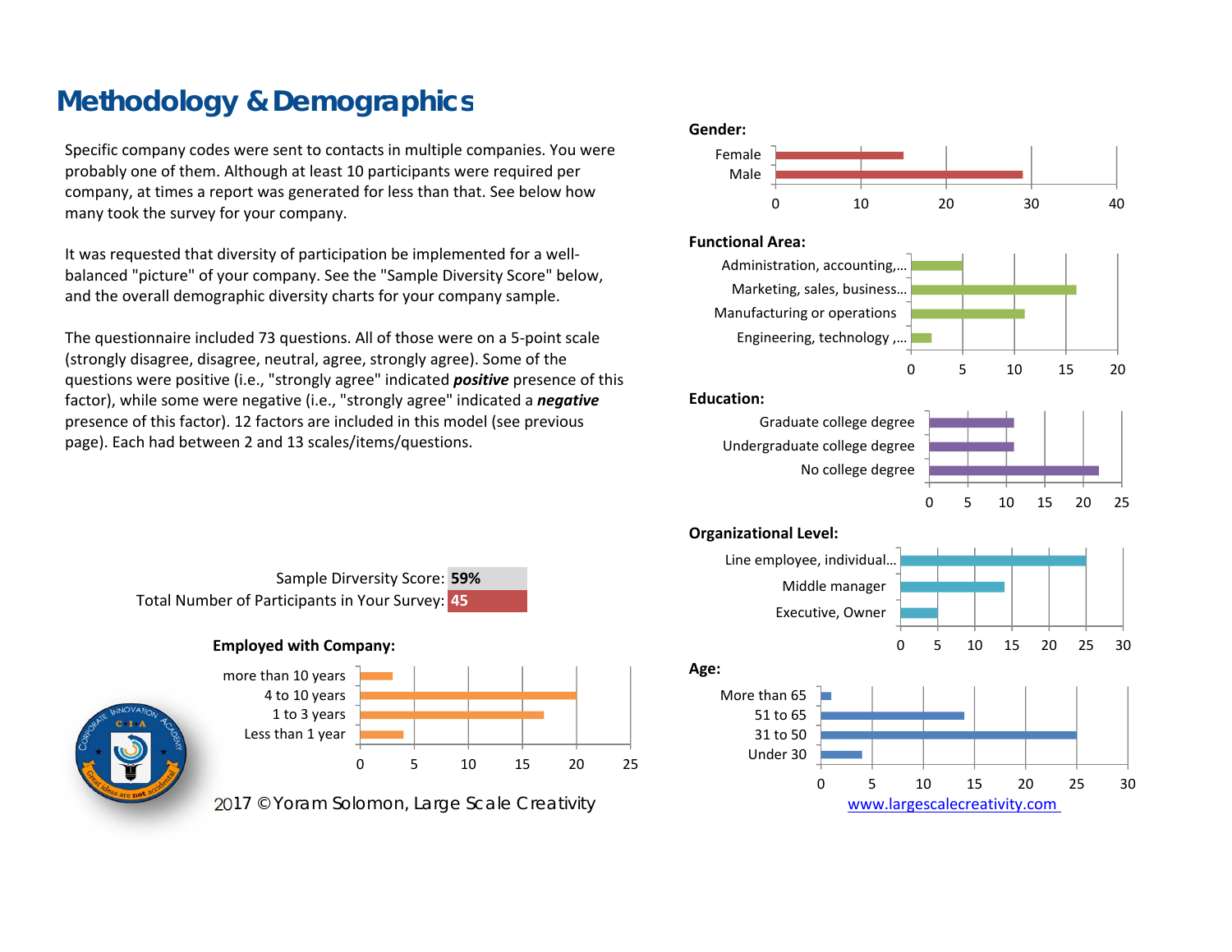# Methodology & Demographics

Specific company codes were sent to contacts in multiple companies. You were probably one of them. Although at least 10 participants were required per company, at times a report was generated for less than that. See below how many took the survey for your company.

It was requested that diversity of participation be implemented for a well-balanced "picture" of your company. See the "Sample Diversity Score" below, and the overall demographic diversity charts for your company sample.

The questionnaire included 73 questions. All of those were on a 5-point scale (strongly disagree, disagree, neutral, agree, strongly agree). Some of the questions were positive (i.e., "strongly agree" indicated ***positive*** presence of this factor), while some were negative (i.e., "strongly agree" indicated a ***negative*** presence of this factor). 12 factors are included in this model (see previous page). Each had between 2 and 13 scales/items/questions.

Sample Dirversity Score: **59%**

Total Number of Participants in Your Survey: **45**

**Employed with Company:**

| | |
|---|---|
| more than 10 years | 3 |
| 4 to 10 years | 20 |
| 1 to 3 years | 17 |
| Less than 1 year | 4 |

**Gender:**

| | |
|---|---|
| Female | 15 |
| Male | 29 |

**Functional Area:**

| | |
|---|---|
| Administration, accounting,… | 5 |
| Marketing, sales, business… | 16 |
| Manufacturing or operations | 11 |
| Engineering, technology ,… | 2 |

**Education:**

| | |
|---|---|
| Graduate college degree | 11 |
| Undergraduate college degree | 11 |
| No college degree | 22 |

**Organizational Level:**

| | |
|---|---|
| Line employee, individual… | 25 |
| Middle manager | 14 |
| Executive, Owner | 5 |

**Age:**

| | |
|---|---|
| More than 65 | 1 |
| 51 to 65 | 14 |
| 31 to 50 | 25 |
| Under 30 | 4 |

2017 © Yoram Solomon, Large Scale Creativity

www.largescalecreativity.com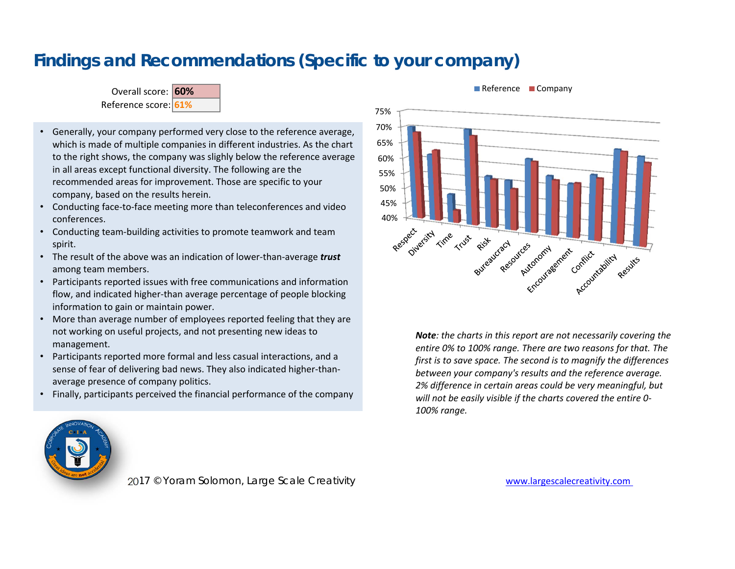# Findings and Recommendations (Specific to your company)

| Overall score: | 60% |
|---|---|
| Reference score: | 61% |

- Generally, your company performed very close to the reference average, which is made of multiple companies in different industries. As the chart to the right shows, the company was slighly below the reference average in all areas except functional diversity. The following are the recommended areas for improvement. Those are specific to your company, based on the results herein.
- Conducting face-to-face meeting more than teleconferences and video conferences.
- Conducting team-building activities to promote teamwork and team spirit.
- The result of the above was an indication of lower-than-average ***trust*** among team members.
- Participants reported issues with free communications and information flow, and indicated higher-than average percentage of people blocking information to gain or maintain power.
- More than average number of employees reported feeling that they are not working on useful projects, and not presenting new ideas to management.
- Participants reported more formal and less casual interactions, and a sense of fear of delivering bad news. They also indicated higher-than-average presence of company politics.
- Finally, participants perceived the financial performance of the company

***Note****: the charts in this report are not necessarily covering the entire 0% to 100% range. There are two reasons for that. The first is to save space. The second is to magnify the differences between your company's results and the reference average. 2% difference in certain areas could be very meaningful, but will not be easily visible if the charts covered the entire 0-100% range.*

2017 © Yoram Solomon, Large Scale Creativity

www.largescalecreativity.com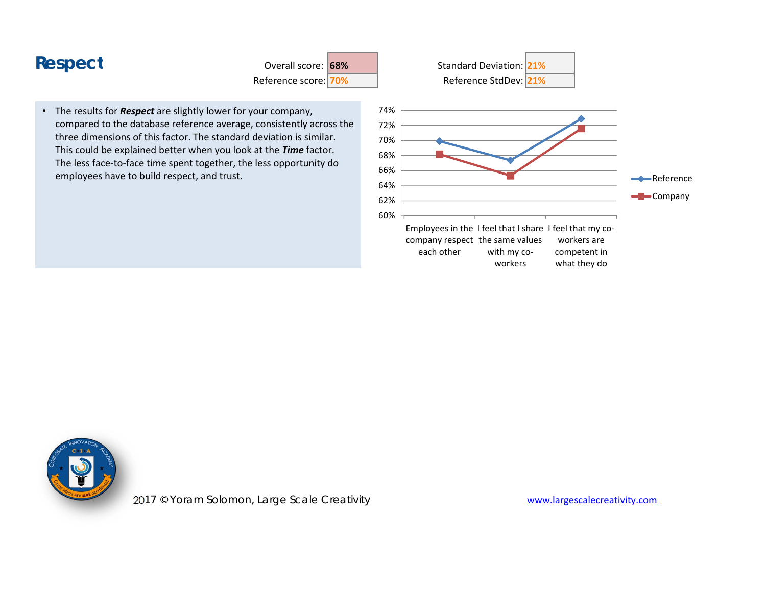# Respect

| | |
|---|---|
| Overall score: | **68%** |
| Reference score: | 70% |

| | |
|---|---|
| Standard Deviation: | 21% |
| Reference StdDev: | 21% |

- The results for ***Respect*** are slightly lower for your company, compared to the database reference average, consistently across the three dimensions of this factor. The standard deviation is similar. This could be explained better when you look at the ***Time*** factor. The less face-to-face time spent together, the less opportunity do employees have to build respect, and trust.

2017 ©Yoram Solomon, Large Scale Creativity

www.largescalecreativity.com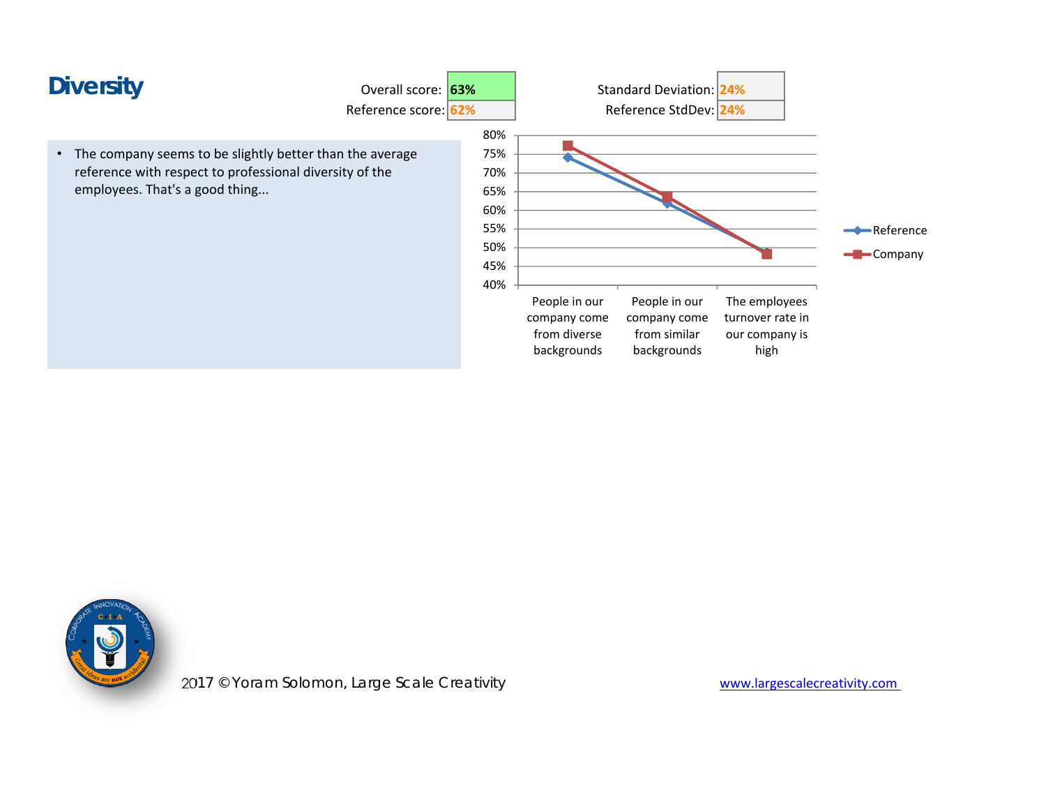# Diversity

| | | | |
|---|---|---|---|
| Overall score: | **63%** | Standard Deviation: | **24%** |
| Reference score: | **62%** | Reference StdDev: | **24%** |

- The company seems to be slightly better than the average reference with respect to professional diversity of the employees. That's a good thing...

80%
75%
70%
65%
60%
55%
50%
45%
40%

People in our company come from diverse backgrounds | People in our company come from similar backgrounds | The employees turnover rate in our company is high

Reference
Company

2017 © Yoram Solomon, Large Scale Creativity

www.largescalecreativity.com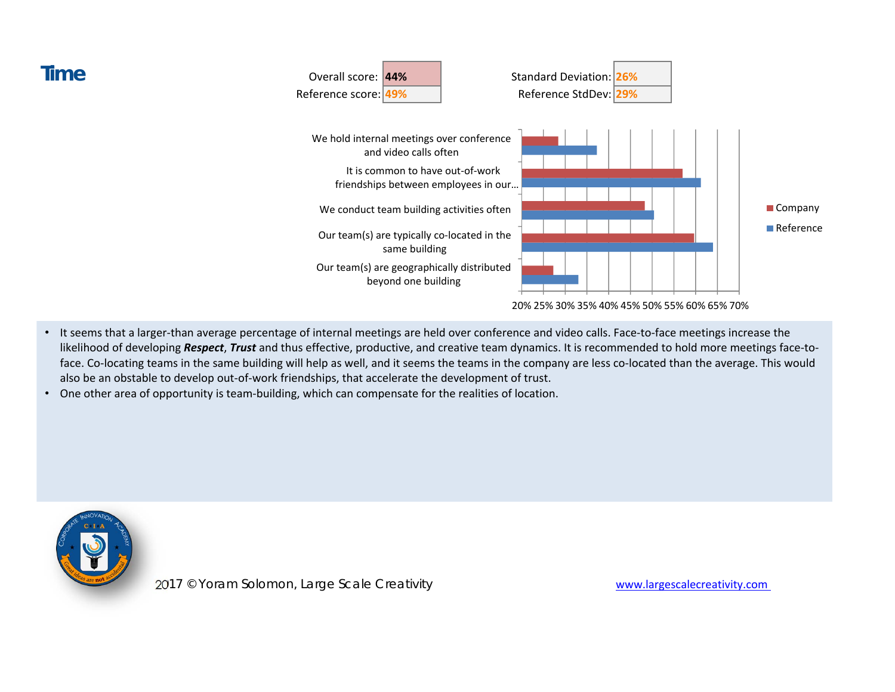# Time

| Overall score: | 44% |
|---|---|
| Reference score: | 49% |

| Standard Deviation: | 26% |
|---|---|
| Reference StdDev: | 29% |

We hold internal meetings over conference and video calls often

It is common to have out-of-work friendships between employees in our…

We conduct team building activities often

Our team(s) are typically co-located in the same building

Our team(s) are geographically distributed beyond one building

20% 25% 30% 35% 40% 45% 50% 55% 60% 65% 70%

Company

Reference

- It seems that a larger-than average percentage of internal meetings are held over conference and video calls. Face-to-face meetings increase the likelihood of developing ***Respect***, ***Trust*** and thus effective, productive, and creative team dynamics. It is recommended to hold more meetings face-to-face. Co-locating teams in the same building will help as well, and it seems the teams in the company are less co-located than the average. This would also be an obstable to develop out-of-work friendships, that accelerate the development of trust.
- One other area of opportunity is team-building, which can compensate for the realities of location.

2017 © Yoram Solomon, Large Scale Creativity

www.largescalecreativity.com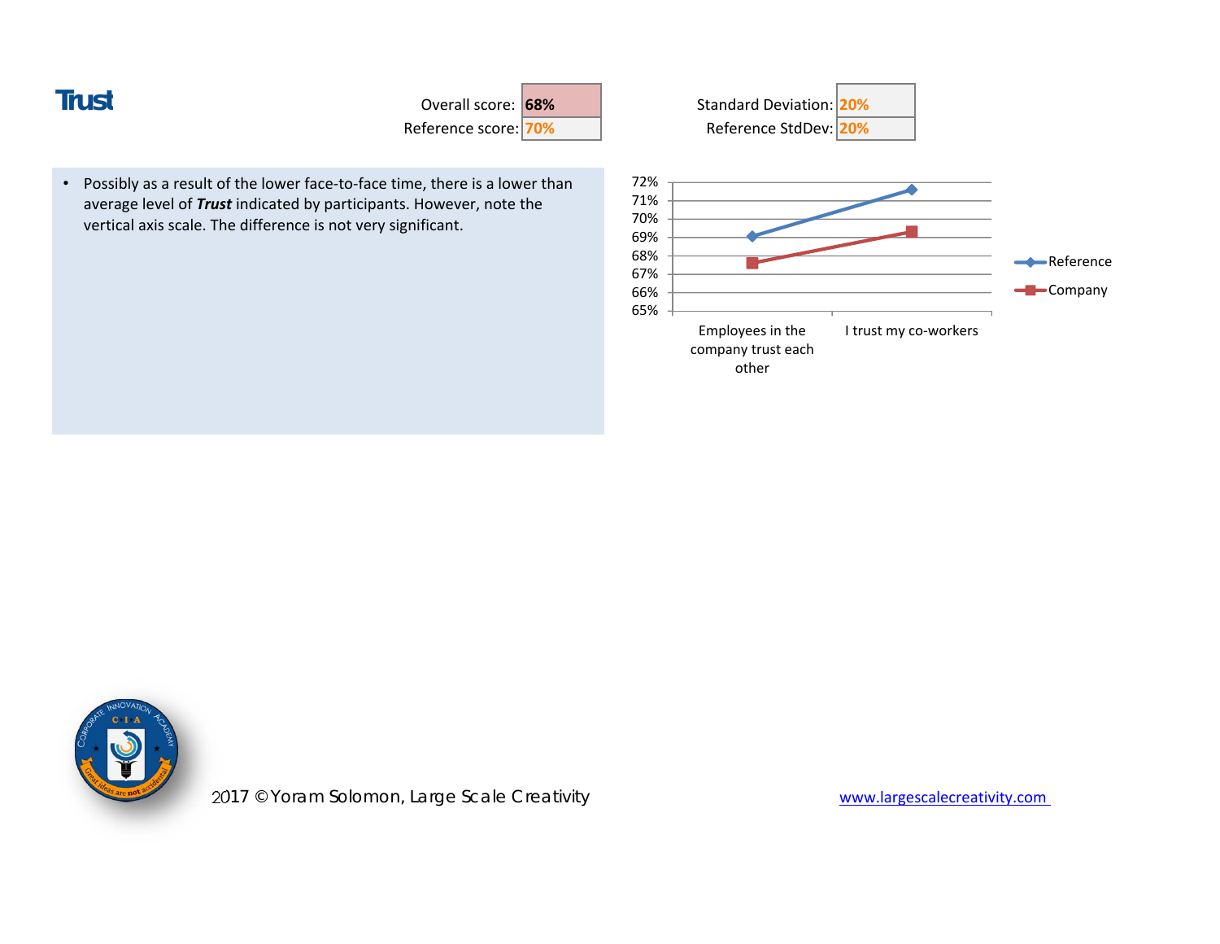# Trust

| | | | |
|---|---|---|---|
| Overall score: | **68%** | Standard Deviation: | 20% |
| Reference score: | 70% | Reference StdDev: | 20% |

- Possibly as a result of the lower face-to-face time, there is a lower than average level of ***Trust*** indicated by participants. However, note the vertical axis scale. The difference is not very significant.

| | Employees in the company trust each other | I trust my co-workers |
|---|---|---|
| Reference | ~69% | ~71.6% |
| Company | ~67.6% | ~69.3% |

2017 © Yoram Solomon, Large Scale Creativity

www.largescalecreativity.com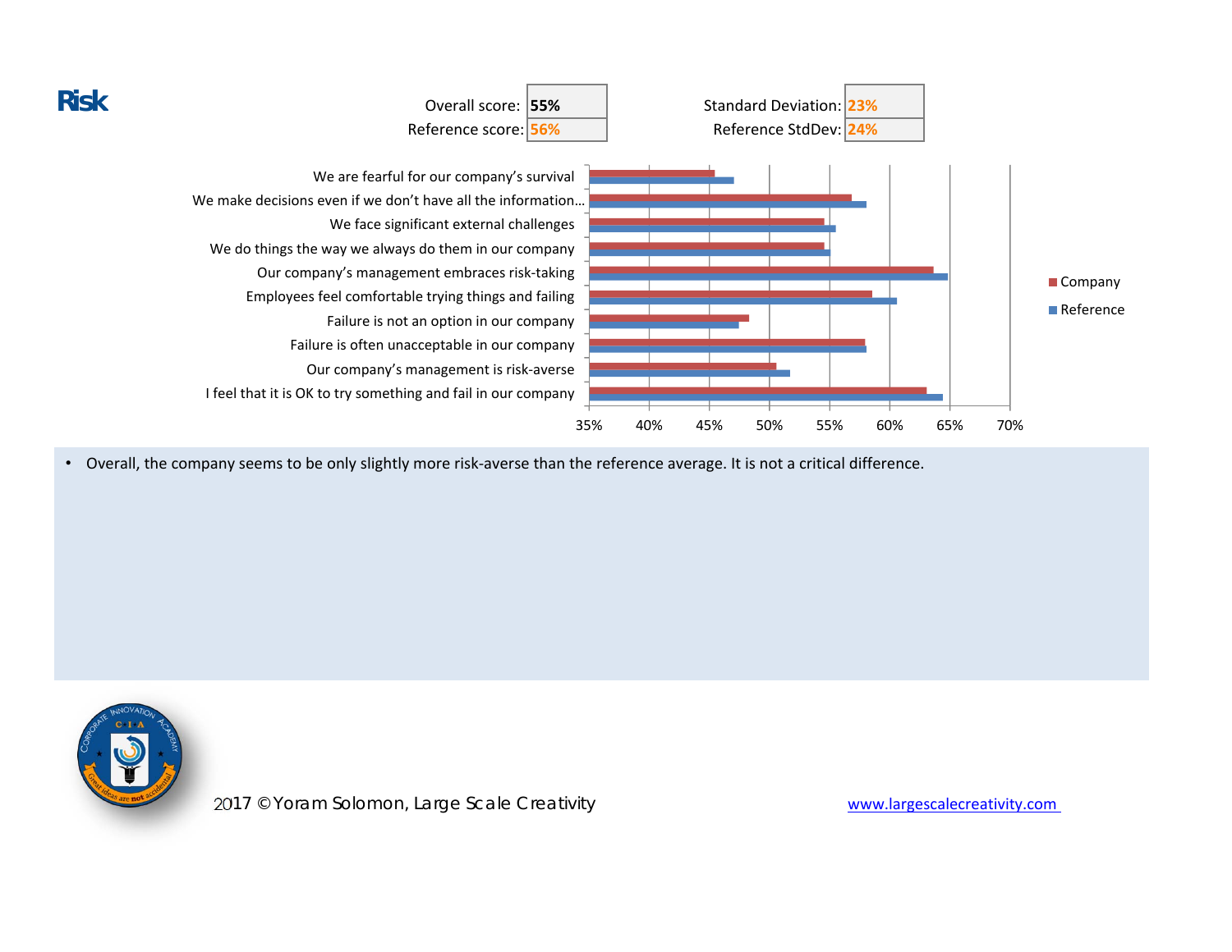# Risk

| Overall score: | 55% | Standard Deviation: | 23% |
|---|---|---|---|
| Reference score: | 56% | Reference StdDev: | 24% |

We are fearful for our company's survival
We make decisions even if we don't have all the information...
We face significant external challenges
We do things the way we always do them in our company
Our company's management embraces risk-taking
Employees feel comfortable trying things and failing
Failure is not an option in our company
Failure is often unacceptable in our company
Our company's management is risk-averse
I feel that it is OK to try something and fail in our company

35% 40% 45% 50% 55% 60% 65% 70%

Company
Reference

- Overall, the company seems to be only slightly more risk-averse than the reference average. It is not a critical difference.

2017 © Yoram Solomon, Large Scale Creativity www.largescalecreativity.com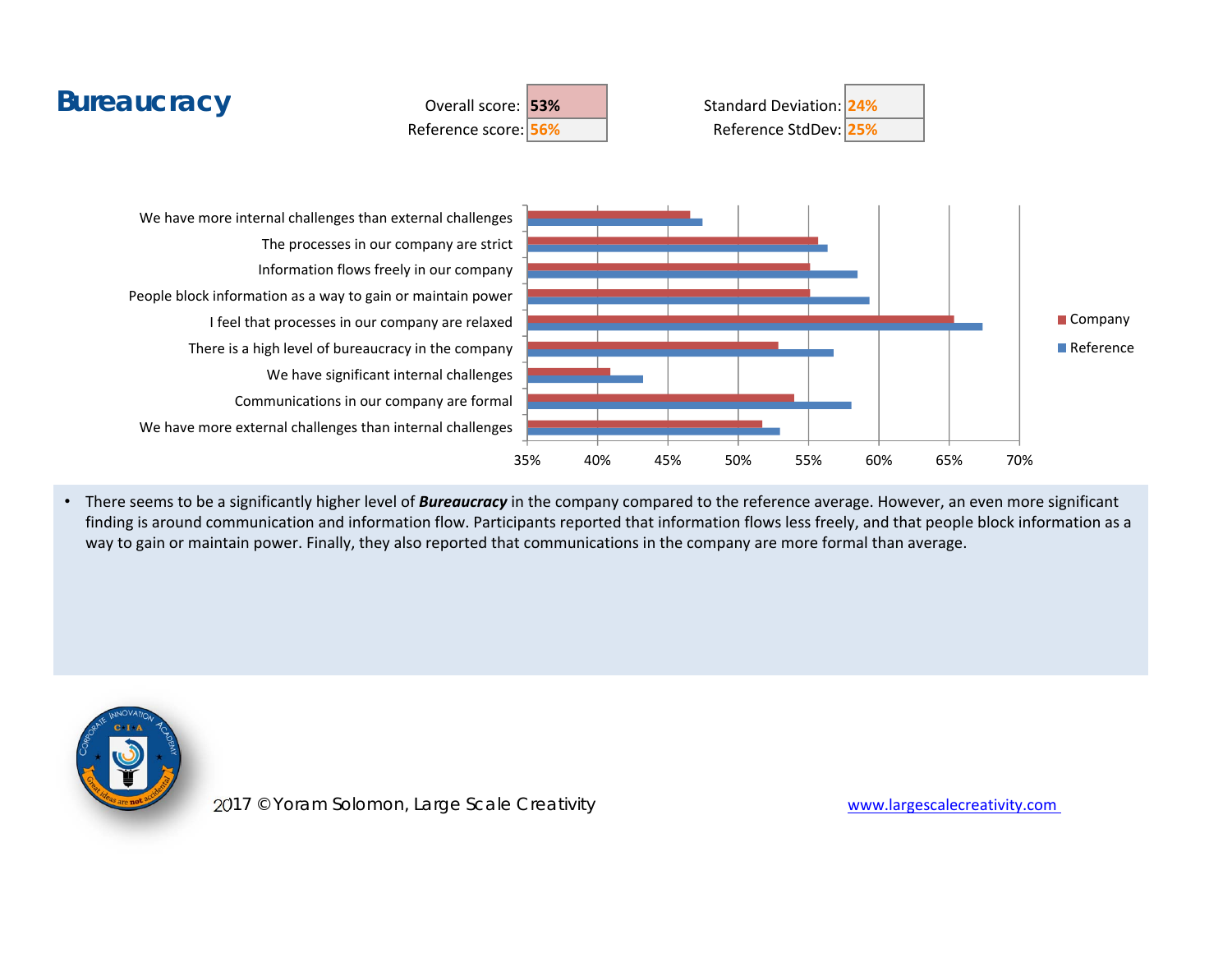# Bureaucracy

| | | | |
|---|---|---|---|
| Overall score: | 53% | Standard Deviation: | 24% |
| Reference score: | 56% | Reference StdDev: | 25% |

We have more internal challenges than external challenges

The processes in our company are strict

Information flows freely in our company

People block information as a way to gain or maintain power

I feel that processes in our company are relaxed

There is a high level of bureaucracy in the company

We have significant internal challenges

Communications in our company are formal

We have more external challenges than internal challenges

35% 40% 45% 50% 55% 60% 65% 70%

Company

Reference

- There seems to be a significantly higher level of ***Bureaucracy*** in the company compared to the reference average. However, an even more significant finding is around communication and information flow. Participants reported that information flows less freely, and that people block information as a way to gain or maintain power. Finally, they also reported that communications in the company are more formal than average.

2017 © Yoram Solomon, Large Scale Creativity

www.largescalecreativity.com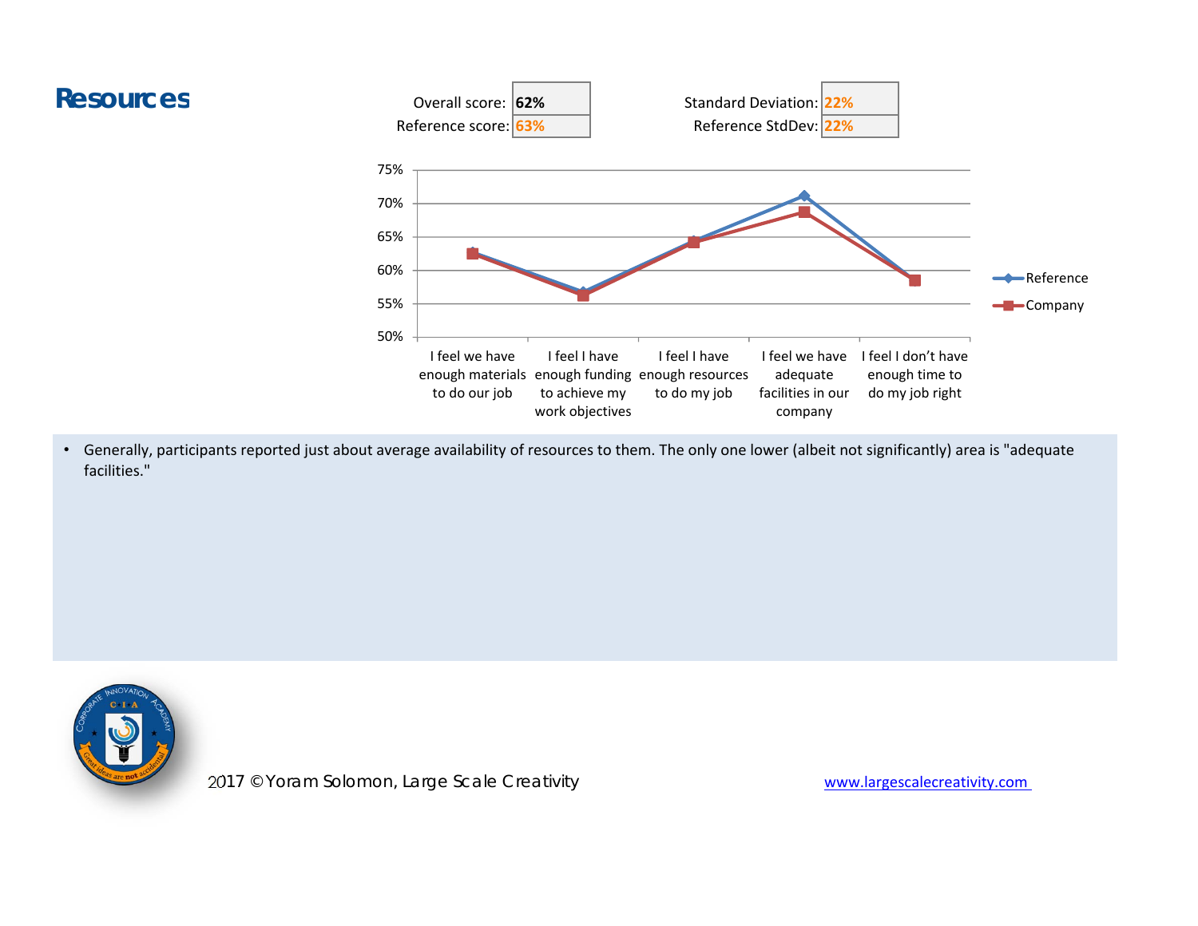# Resources

| Overall score: | 62% | Standard Deviation: | 22% |
|---|---|---|---|
| Reference score: | 63% | Reference StdDev: | 22% |

- Generally, participants reported just about average availability of resources to them. The only one lower (albeit not significantly) area is "adequate facilities."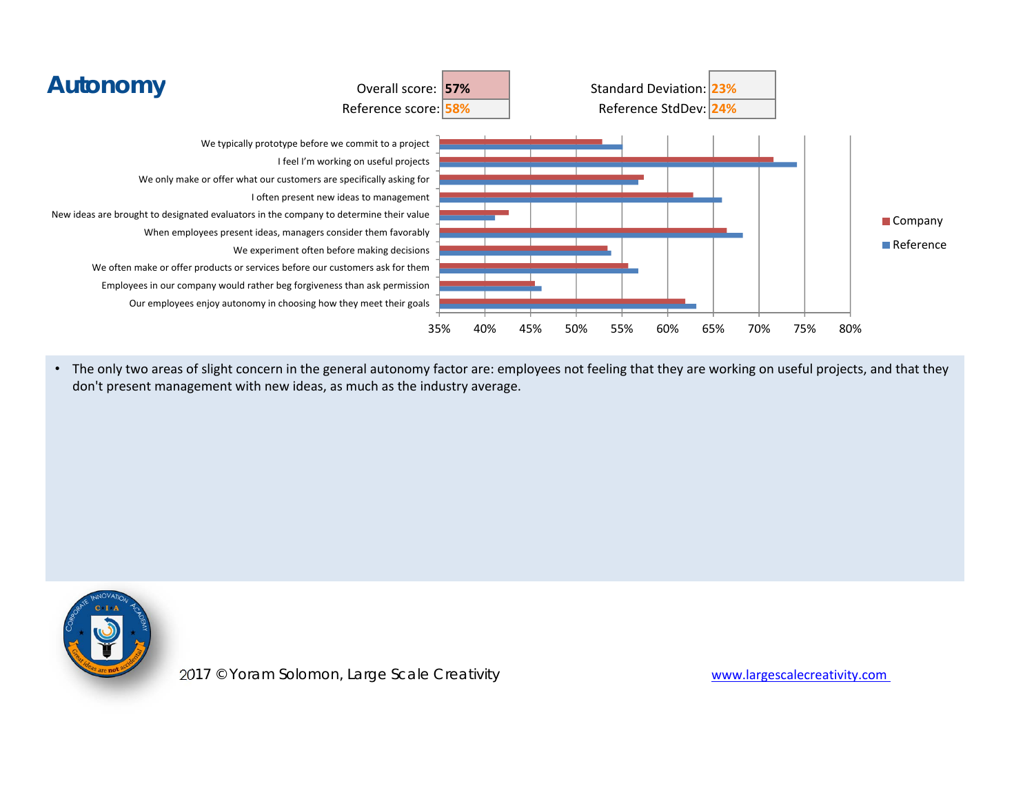# Autonomy

| Overall score: | 57% | Standard Deviation: | 23% |
|---|---|---|---|
| Reference score: | 58% | Reference StdDev: | 24% |

We typically prototype before we commit to a project

I feel I'm working on useful projects

We only make or offer what our customers are specifically asking for

I often present new ideas to management

New ideas are brought to designated evaluators in the company to determine their value

When employees present ideas, managers consider them favorably

We experiment often before making decisions

We often make or offer products or services before our customers ask for them

Employees in our company would rather beg forgiveness than ask permission

Our employees enjoy autonomy in choosing how they meet their goals

35% 40% 45% 50% 55% 60% 65% 70% 75% 80%

Company

Reference

- The only two areas of slight concern in the general autonomy factor are: employees not feeling that they are working on useful projects, and that they don't present management with new ideas, as much as the industry average.

2017 © Yoram Solomon, Large Scale Creativity

www.largescalecreativity.com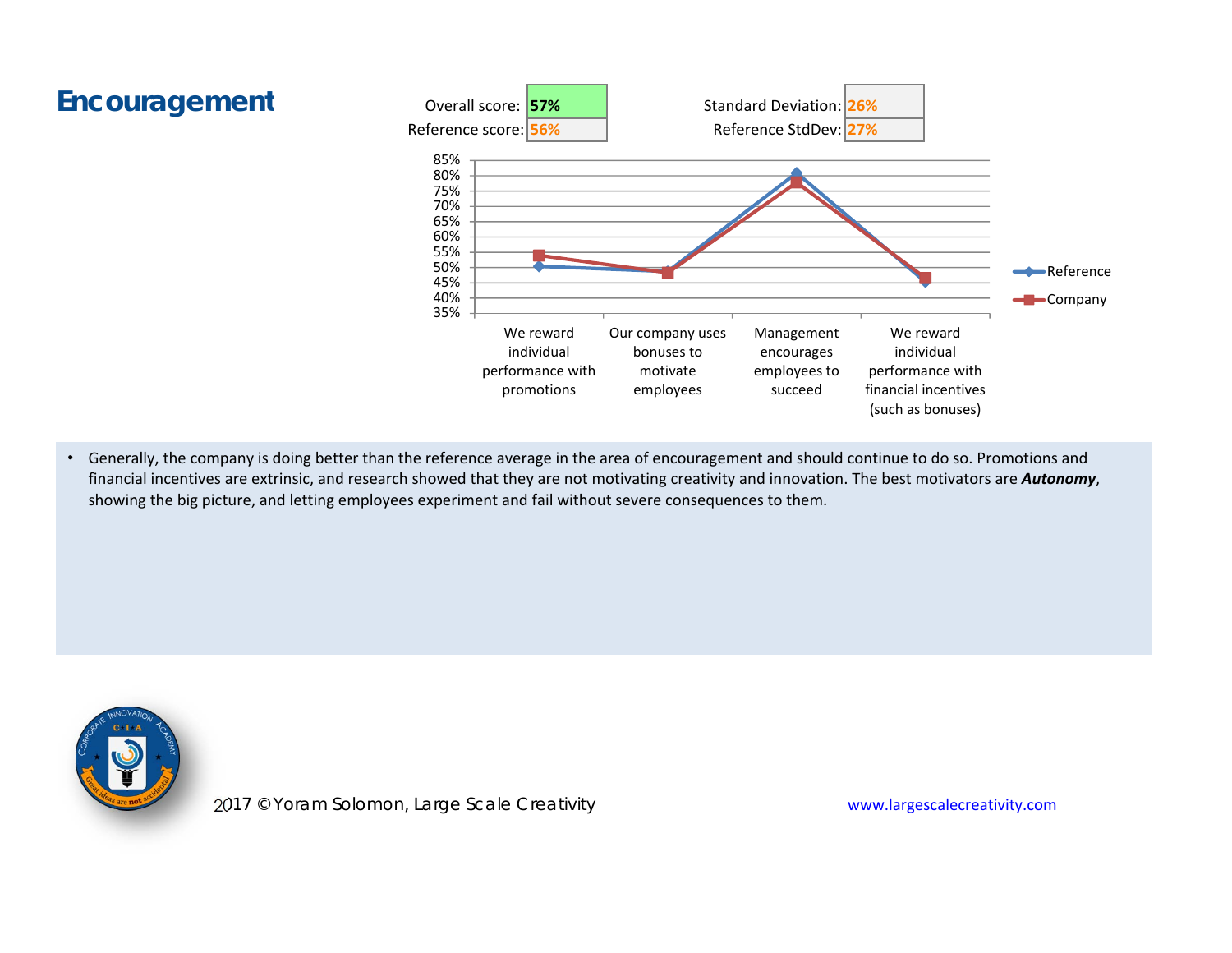# Encouragement

| Overall score: | 57% | Standard Deviation: | 26% |
|---|---|---|---|
| Reference score: | 56% | Reference StdDev: | 27% |

- Generally, the company is doing better than the reference average in the area of encouragement and should continue to do so. Promotions and financial incentives are extrinsic, and research showed that they are not motivating creativity and innovation. The best motivators are ***Autonomy***, showing the big picture, and letting employees experiment and fail without severe consequences to them.

2017 © Yoram Solomon, Large Scale Creativity

www.largescalecreativity.com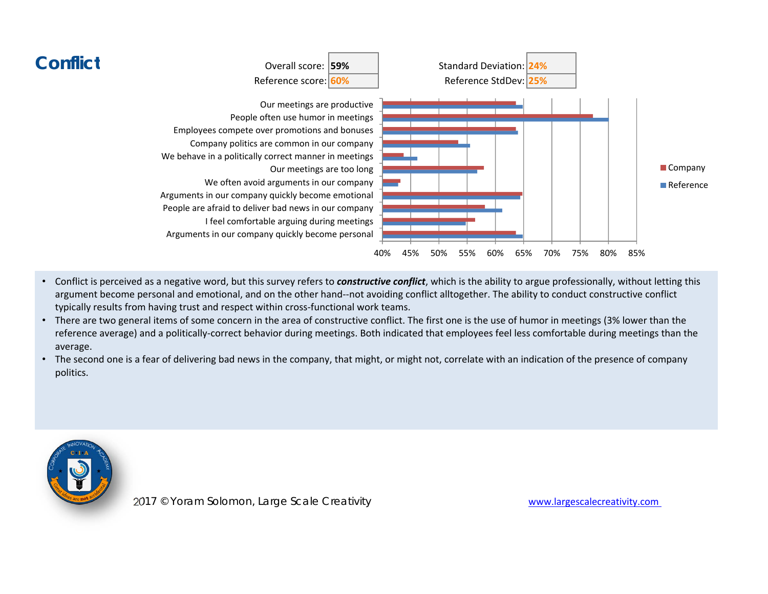# Conflict

| | | | |
|---|---|---|---|
| Overall score: | 59% | Standard Deviation: | 24% |
| Reference score: | 60% | Reference StdDev: | 25% |

Our meetings are productive
People often use humor in meetings
Employees compete over promotions and bonuses
Company politics are common in our company
We behave in a politically correct manner in meetings
Our meetings are too long
We often avoid arguments in our company
Arguments in our company quickly become emotional
People are afraid to deliver bad news in our company
I feel comfortable arguing during meetings
Arguments in our company quickly become personal

40% 45% 50% 55% 60% 65% 70% 75% 80% 85%

Company
Reference

- Conflict is perceived as a negative word, but this survey refers to ***constructive conflict***, which is the ability to argue professionally, without letting this argument become personal and emotional, and on the other hand--not avoiding conflict alltogether. The ability to conduct constructive conflict typically results from having trust and respect within cross-functional work teams.
- There are two general items of some concern in the area of constructive conflict. The first one is the use of humor in meetings (3% lower than the reference average) and a politically-correct behavior during meetings. Both indicated that employees feel less comfortable during meetings than the average.
- The second one is a fear of delivering bad news in the company, that might, or might not, correlate with an indication of the presence of company politics.

2017 © Yoram Solomon, Large Scale Creativity

www.largescalecreativity.com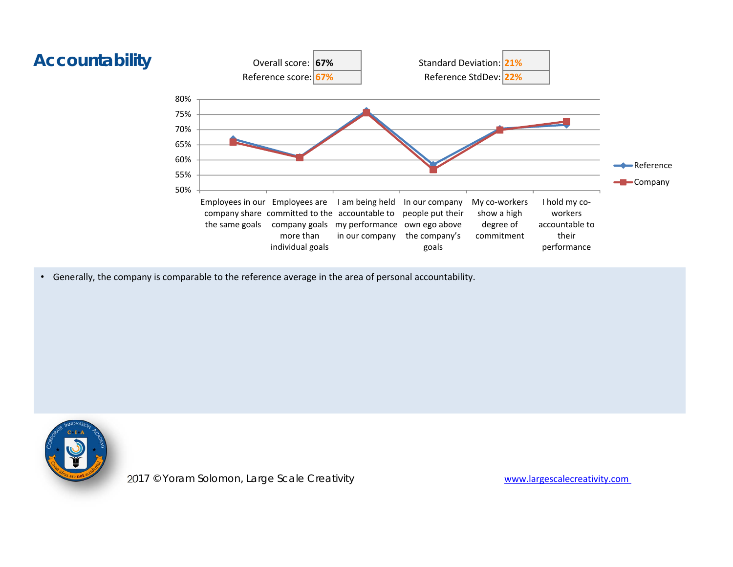# Accountability

| | | | |
|---|---|---|---|
| Overall score: | 67% | Standard Deviation: | 21% |
| Reference score: | 67% | Reference StdDev: | 22% |

- Generally, the company is comparable to the reference average in the area of personal accountability.

2017 © Yoram Solomon, Large Scale Creativity

www.largescalecreativity.com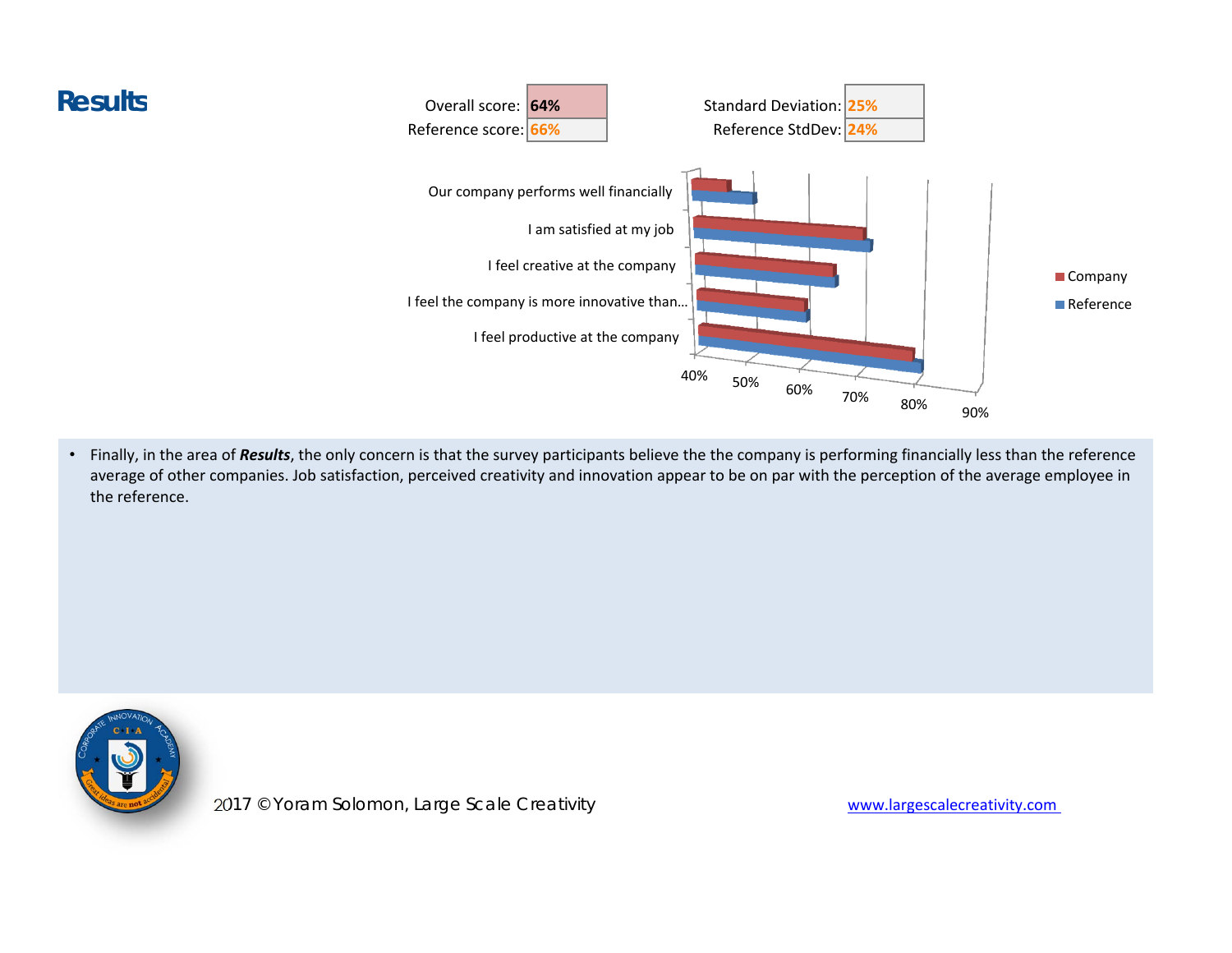# Results

| | | | |
|---|---|---|---|
| Overall score: | 64% | Standard Deviation: | 25% |
| Reference score: | 66% | Reference StdDev: | 24% |

Our company performs well financially

I am satisfied at my job

I feel creative at the company

I feel the company is more innovative than...

I feel productive at the company

40% 50% 60% 70% 80% 90%

Company

Reference

- Finally, in the area of ***Results***, the only concern is that the survey participants believe the the company is performing financially less than the reference average of other companies. Job satisfaction, perceived creativity and innovation appear to be on par with the perception of the average employee in the reference.

2017 © Yoram Solomon, Large Scale Creativity

www.largescalecreativity.com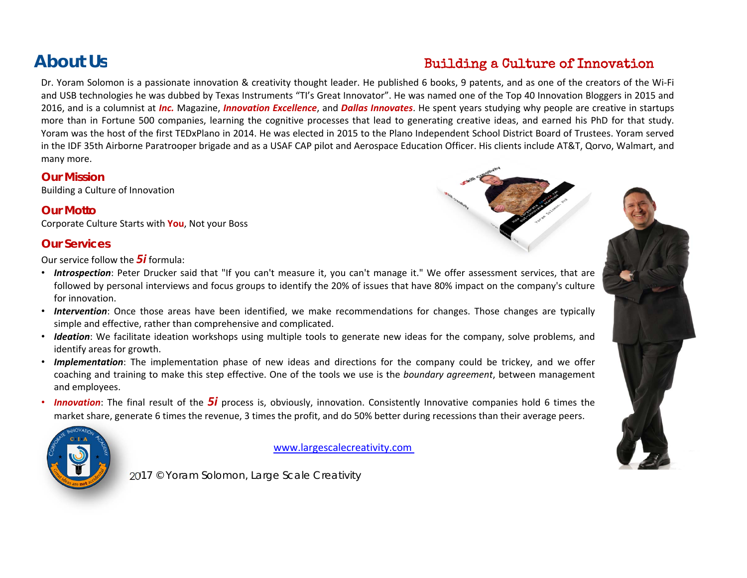# About Us

## Building a Culture of Innovation

Dr. Yoram Solomon is a passionate innovation & creativity thought leader. He published 6 books, 9 patents, and as one of the creators of the Wi-Fi and USB technologies he was dubbed by Texas Instruments "TI's Great Innovator". He was named one of the Top 40 Innovation Bloggers in 2015 and 2016, and is a columnist at ***Inc.*** Magazine, ***Innovation Excellence***, and ***Dallas Innovates***. He spent years studying why people are creative in startups more than in Fortune 500 companies, learning the cognitive processes that lead to generating creative ideas, and earned his PhD for that study. Yoram was the host of the first TEDxPlano in 2014. He was elected in 2015 to the Plano Independent School District Board of Trustees. Yoram served in the IDF 35th Airborne Paratrooper brigade and as a USAF CAP pilot and Aerospace Education Officer. His clients include AT&T, Qorvo, Walmart, and many more.

### Our Mission

Building a Culture of Innovation

### Our Motto

Corporate Culture Starts with **You**, Not your Boss

### Our Services

Our service follow the ***5i*** formula:

- ***Introspection***: Peter Drucker said that "If you can't measure it, you can't manage it." We offer assessment services, that are followed by personal interviews and focus groups to identify the 20% of issues that have 80% impact on the company's culture for innovation.
- ***Intervention***: Once those areas have been identified, we make recommendations for changes. Those changes are typically simple and effective, rather than comprehensive and complicated.
- ***Ideation***: We facilitate ideation workshops using multiple tools to generate new ideas for the company, solve problems, and identify areas for growth.
- ***Implementation***: The implementation phase of new ideas and directions for the company could be trickey, and we offer coaching and training to make this step effective. One of the tools we use is the *boundary agreement*, between management and employees.
- ***Innovation***: The final result of the ***5i*** process is, obviously, innovation. Consistently Innovative companies hold 6 times the market share, generate 6 times the revenue, 3 times the profit, and do 50% better during recessions than their average peers.

www.largescalecreativity.com

2017 © Yoram Solomon, Large Scale Creativity